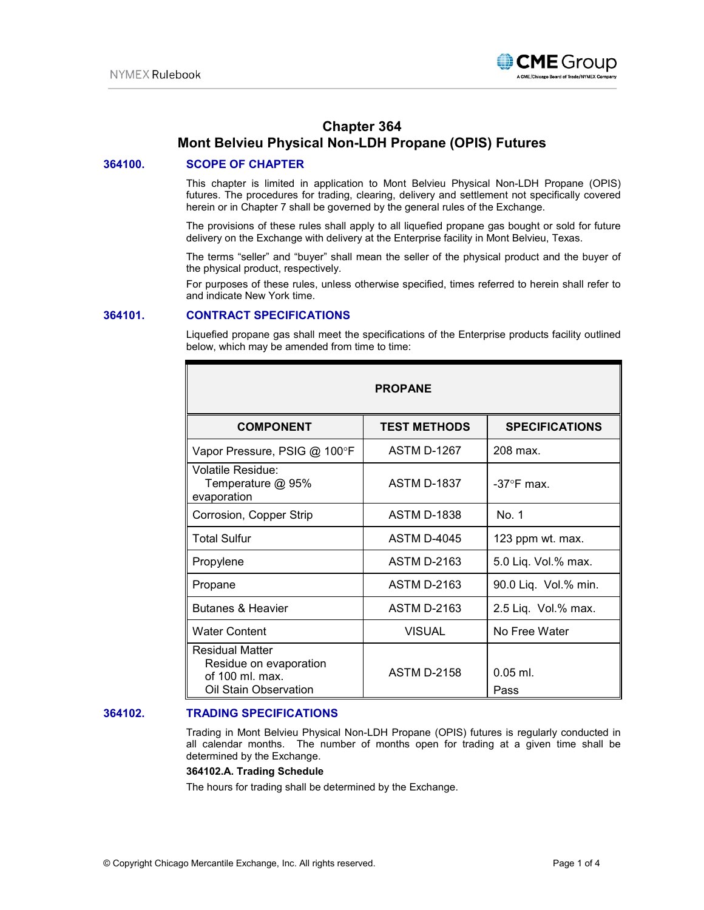# Chapter 364
# Mont Belvieu Physical Non-LDH Propane (OPIS) Futures

## 364100. SCOPE OF CHAPTER

This chapter is limited in application to Mont Belvieu Physical Non-LDH Propane (OPIS) futures. The procedures for trading, clearing, delivery and settlement not specifically covered herein or in Chapter 7 shall be governed by the general rules of the Exchange.

The provisions of these rules shall apply to all liquefied propane gas bought or sold for future delivery on the Exchange with delivery at the Enterprise facility in Mont Belvieu, Texas.

The terms "seller" and "buyer" shall mean the seller of the physical product and the buyer of the physical product, respectively.

For purposes of these rules, unless otherwise specified, times referred to herein shall refer to and indicate New York time.

## 364101. CONTRACT SPECIFICATIONS

Liquefied propane gas shall meet the specifications of the Enterprise products facility outlined below, which may be amended from time to time:

| PROPANE | | |
|---|---|---|
| **COMPONENT** | **TEST METHODS** | **SPECIFICATIONS** |
| Vapor Pressure, PSIG @ 100°F | ASTM D-1267 | 208 max. |
| Volatile Residue: Temperature @ 95% evaporation | ASTM D-1837 | -37°F max. |
| Corrosion, Copper Strip | ASTM D-1838 | No. 1 |
| Total Sulfur | ASTM D-4045 | 123 ppm wt. max. |
| Propylene | ASTM D-2163 | 5.0 Liq. Vol.% max. |
| Propane | ASTM D-2163 | 90.0 Liq. Vol.% min. |
| Butanes & Heavier | ASTM D-2163 | 2.5 Liq. Vol.% max. |
| Water Content | VISUAL | No Free Water |
| Residual Matter Residue on evaporation of 100 ml. max. Oil Stain Observation | ASTM D-2158 | 0.05 ml. Pass |

## 364102. TRADING SPECIFICATIONS

Trading in Mont Belvieu Physical Non-LDH Propane (OPIS) futures is regularly conducted in all calendar months. The number of months open for trading at a given time shall be determined by the Exchange.

**364102.A. Trading Schedule**

The hours for trading shall be determined by the Exchange.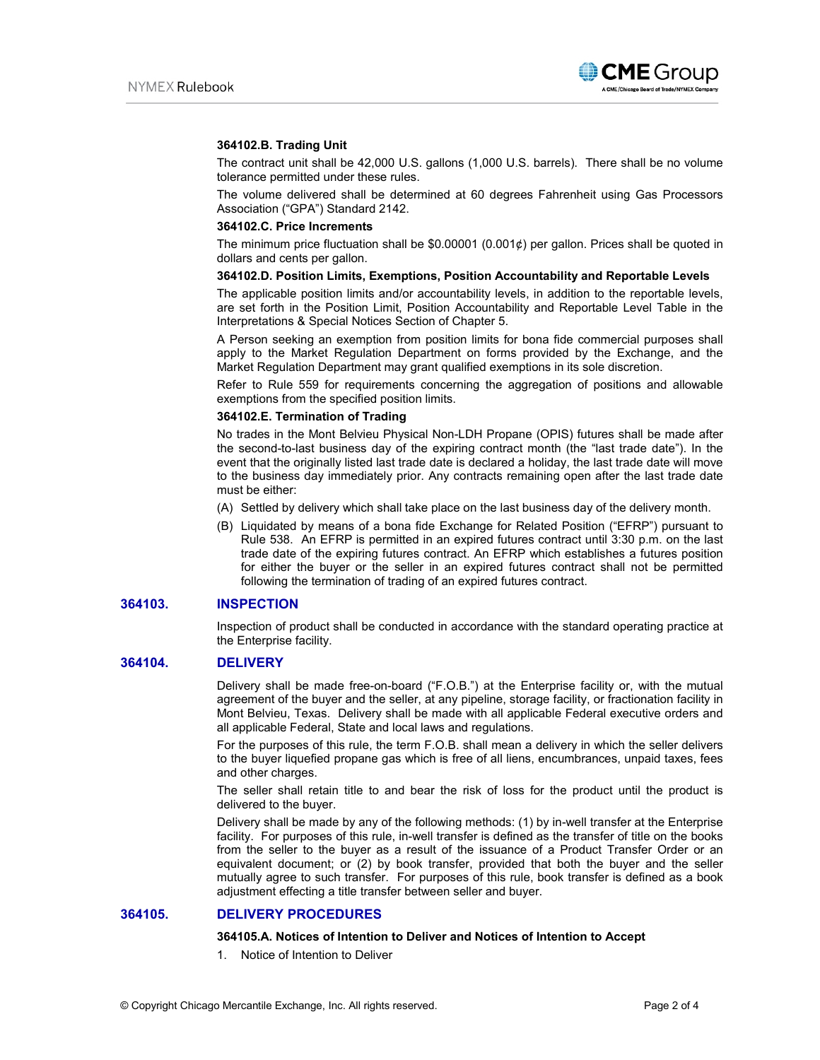#### 364102.B. Trading Unit

The contract unit shall be 42,000 U.S. gallons (1,000 U.S. barrels). There shall be no volume tolerance permitted under these rules.

The volume delivered shall be determined at 60 degrees Fahrenheit using Gas Processors Association ("GPA") Standard 2142.

#### 364102.C. Price Increments

The minimum price fluctuation shall be $0.00001 (0.001¢) per gallon. Prices shall be quoted in dollars and cents per gallon.

#### 364102.D. Position Limits, Exemptions, Position Accountability and Reportable Levels

The applicable position limits and/or accountability levels, in addition to the reportable levels, are set forth in the Position Limit, Position Accountability and Reportable Level Table in the Interpretations & Special Notices Section of Chapter 5.

A Person seeking an exemption from position limits for bona fide commercial purposes shall apply to the Market Regulation Department on forms provided by the Exchange, and the Market Regulation Department may grant qualified exemptions in its sole discretion.

Refer to Rule 559 for requirements concerning the aggregation of positions and allowable exemptions from the specified position limits.

#### 364102.E. Termination of Trading

No trades in the Mont Belvieu Physical Non-LDH Propane (OPIS) futures shall be made after the second-to-last business day of the expiring contract month (the "last trade date"). In the event that the originally listed last trade date is declared a holiday, the last trade date will move to the business day immediately prior. Any contracts remaining open after the last trade date must be either:

(A) Settled by delivery which shall take place on the last business day of the delivery month.

(B) Liquidated by means of a bona fide Exchange for Related Position ("EFRP") pursuant to Rule 538. An EFRP is permitted in an expired futures contract until 3:30 p.m. on the last trade date of the expiring futures contract. An EFRP which establishes a futures position for either the buyer or the seller in an expired futures contract shall not be permitted following the termination of trading of an expired futures contract.

## 364103. INSPECTION

Inspection of product shall be conducted in accordance with the standard operating practice at the Enterprise facility.

## 364104. DELIVERY

Delivery shall be made free-on-board ("F.O.B.") at the Enterprise facility or, with the mutual agreement of the buyer and the seller, at any pipeline, storage facility, or fractionation facility in Mont Belvieu, Texas. Delivery shall be made with all applicable Federal executive orders and all applicable Federal, State and local laws and regulations.

For the purposes of this rule, the term F.O.B. shall mean a delivery in which the seller delivers to the buyer liquefied propane gas which is free of all liens, encumbrances, unpaid taxes, fees and other charges.

The seller shall retain title to and bear the risk of loss for the product until the product is delivered to the buyer.

Delivery shall be made by any of the following methods: (1) by in-well transfer at the Enterprise facility. For purposes of this rule, in-well transfer is defined as the transfer of title on the books from the seller to the buyer as a result of the issuance of a Product Transfer Order or an equivalent document; or (2) by book transfer, provided that both the buyer and the seller mutually agree to such transfer. For purposes of this rule, book transfer is defined as a book adjustment effecting a title transfer between seller and buyer.

## 364105. DELIVERY PROCEDURES

#### 364105.A. Notices of Intention to Deliver and Notices of Intention to Accept

1. Notice of Intention to Deliver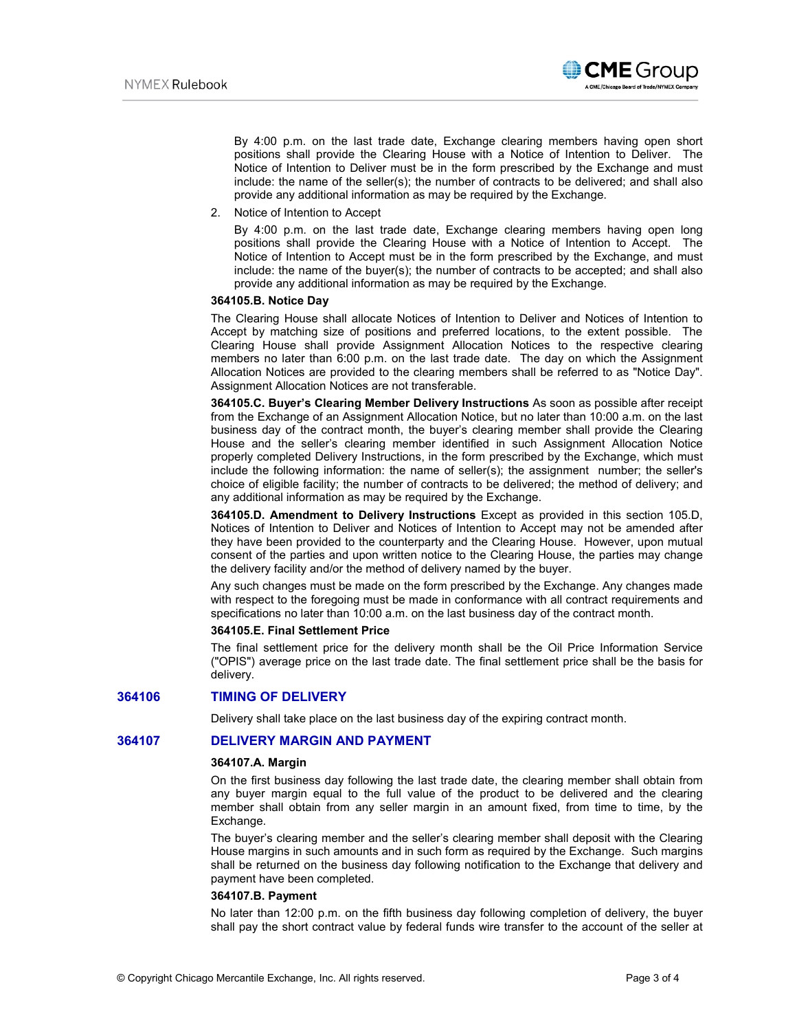By 4:00 p.m. on the last trade date, Exchange clearing members having open short positions shall provide the Clearing House with a Notice of Intention to Deliver. The Notice of Intention to Deliver must be in the form prescribed by the Exchange and must include: the name of the seller(s); the number of contracts to be delivered; and shall also provide any additional information as may be required by the Exchange.

2. Notice of Intention to Accept

   By 4:00 p.m. on the last trade date, Exchange clearing members having open long positions shall provide the Clearing House with a Notice of Intention to Accept. The Notice of Intention to Accept must be in the form prescribed by the Exchange, and must include: the name of the buyer(s); the number of contracts to be accepted; and shall also provide any additional information as may be required by the Exchange.

**364105.B. Notice Day**

The Clearing House shall allocate Notices of Intention to Deliver and Notices of Intention to Accept by matching size of positions and preferred locations, to the extent possible. The Clearing House shall provide Assignment Allocation Notices to the respective clearing members no later than 6:00 p.m. on the last trade date. The day on which the Assignment Allocation Notices are provided to the clearing members shall be referred to as "Notice Day". Assignment Allocation Notices are not transferable.

**364105.C. Buyer's Clearing Member Delivery Instructions** As soon as possible after receipt from the Exchange of an Assignment Allocation Notice, but no later than 10:00 a.m. on the last business day of the contract month, the buyer's clearing member shall provide the Clearing House and the seller's clearing member identified in such Assignment Allocation Notice properly completed Delivery Instructions, in the form prescribed by the Exchange, which must include the following information: the name of seller(s); the assignment number; the seller's choice of eligible facility; the number of contracts to be delivered; the method of delivery; and any additional information as may be required by the Exchange.

**364105.D. Amendment to Delivery Instructions** Except as provided in this section 105.D, Notices of Intention to Deliver and Notices of Intention to Accept may not be amended after they have been provided to the counterparty and the Clearing House. However, upon mutual consent of the parties and upon written notice to the Clearing House, the parties may change the delivery facility and/or the method of delivery named by the buyer.

Any such changes must be made on the form prescribed by the Exchange. Any changes made with respect to the foregoing must be made in conformance with all contract requirements and specifications no later than 10:00 a.m. on the last business day of the contract month.

**364105.E. Final Settlement Price**

The final settlement price for the delivery month shall be the Oil Price Information Service ("OPIS") average price on the last trade date. The final settlement price shall be the basis for delivery.

## 364106 TIMING OF DELIVERY

Delivery shall take place on the last business day of the expiring contract month.

## 364107 DELIVERY MARGIN AND PAYMENT

**364107.A. Margin**

On the first business day following the last trade date, the clearing member shall obtain from any buyer margin equal to the full value of the product to be delivered and the clearing member shall obtain from any seller margin in an amount fixed, from time to time, by the Exchange.

The buyer's clearing member and the seller's clearing member shall deposit with the Clearing House margins in such amounts and in such form as required by the Exchange. Such margins shall be returned on the business day following notification to the Exchange that delivery and payment have been completed.

**364107.B. Payment**

No later than 12:00 p.m. on the fifth business day following completion of delivery, the buyer shall pay the short contract value by federal funds wire transfer to the account of the seller at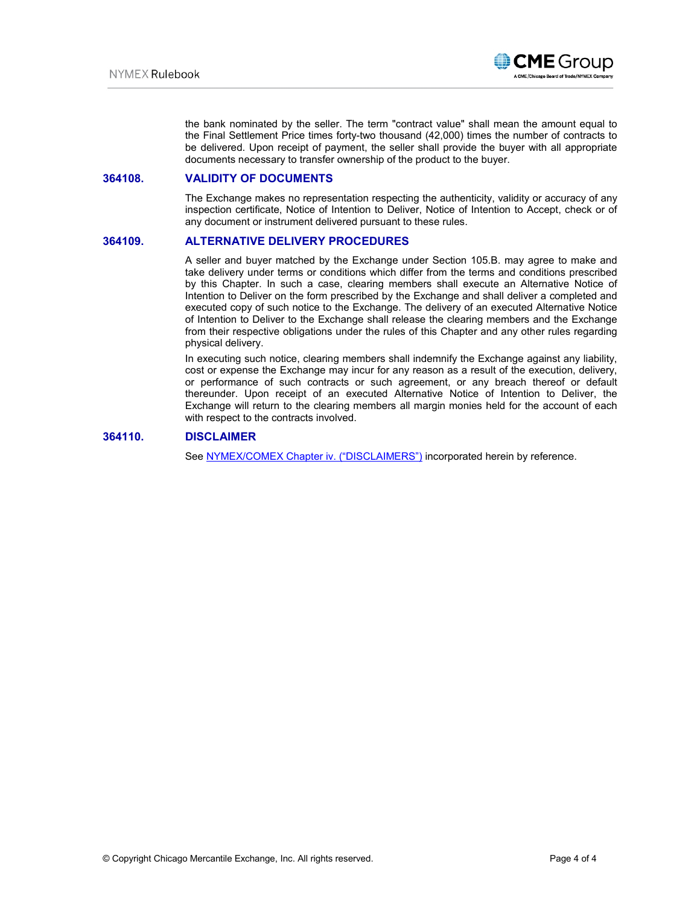the bank nominated by the seller. The term "contract value" shall mean the amount equal to the Final Settlement Price times forty-two thousand (42,000) times the number of contracts to be delivered. Upon receipt of payment, the seller shall provide the buyer with all appropriate documents necessary to transfer ownership of the product to the buyer.

### 364108. VALIDITY OF DOCUMENTS

The Exchange makes no representation respecting the authenticity, validity or accuracy of any inspection certificate, Notice of Intention to Deliver, Notice of Intention to Accept, check or of any document or instrument delivered pursuant to these rules.

### 364109. ALTERNATIVE DELIVERY PROCEDURES

A seller and buyer matched by the Exchange under Section 105.B. may agree to make and take delivery under terms or conditions which differ from the terms and conditions prescribed by this Chapter. In such a case, clearing members shall execute an Alternative Notice of Intention to Deliver on the form prescribed by the Exchange and shall deliver a completed and executed copy of such notice to the Exchange. The delivery of an executed Alternative Notice of Intention to Deliver to the Exchange shall release the clearing members and the Exchange from their respective obligations under the rules of this Chapter and any other rules regarding physical delivery.

In executing such notice, clearing members shall indemnify the Exchange against any liability, cost or expense the Exchange may incur for any reason as a result of the execution, delivery, or performance of such contracts or such agreement, or any breach thereof or default thereunder. Upon receipt of an executed Alternative Notice of Intention to Deliver, the Exchange will return to the clearing members all margin monies held for the account of each with respect to the contracts involved.

### 364110. DISCLAIMER

See NYMEX/COMEX Chapter iv. ("DISCLAIMERS") incorporated herein by reference.